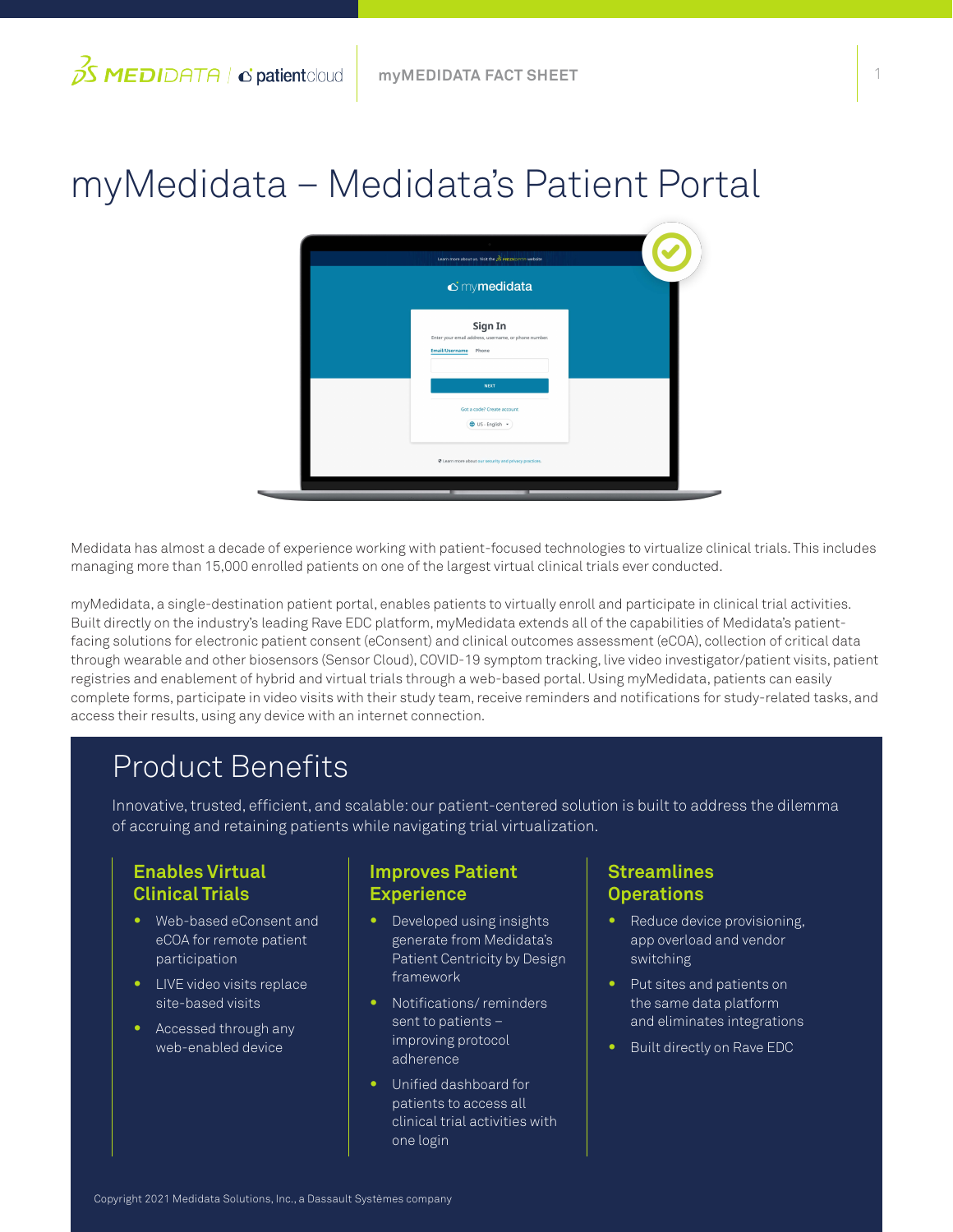# myMedidata – Medidata's Patient Portal

Medidata has almost a decade of experience working with patient-focused technologies to virtualize clinical trials. This includes managing more than 15,000 enrolled patients on one of the largest virtual clinical trials ever conducted.

myMedidata, a single-destination patient portal, enables patients to virtually enroll and participate in clinical trial activities. Built directly on the industry's leading Rave EDC platform, myMedidata extends all of the capabilities of Medidata's patient-facing solutions for electronic patient consent (eConsent) and clinical outcomes assessment (eCOA), collection of critical data through wearable and other biosensors (Sensor Cloud), COVID-19 symptom tracking, live video investigator/patient visits, patient registries and enablement of hybrid and virtual trials through a web-based portal. Using myMedidata, patients can easily complete forms, participate in video visits with their study team, receive reminders and notifications for study-related tasks, and access their results, using any device with an internet connection.

## Product Benefits

Innovative, trusted, efficient, and scalable: our patient-centered solution is built to address the dilemma of accruing and retaining patients while navigating trial virtualization.

### Enables Virtual Clinical Trials

- Web-based eConsent and eCOA for remote patient participation
- LIVE video visits replace site-based visits
- Accessed through any web-enabled device

### Improves Patient Experience

- Developed using insights generate from Medidata's Patient Centricity by Design framework
- Notifications/ reminders sent to patients – improving protocol adherence
- Unified dashboard for patients to access all clinical trial activities with one login

### Streamlines Operations

- Reduce device provisioning, app overload and vendor switching
- Put sites and patients on the same data platform and eliminates integrations
- Built directly on Rave EDC

Copyright 2021 Medidata Solutions, Inc., a Dassault Systèmes company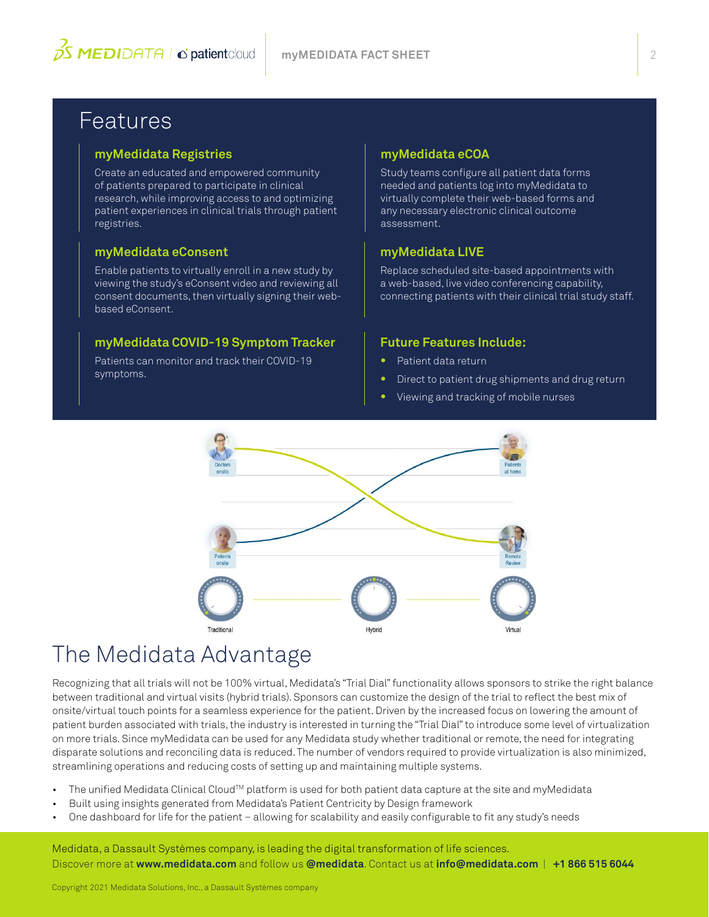## Features

### myMedidata Registries

Create an educated and empowered community of patients prepared to participate in clinical research, while improving access to and optimizing patient experiences in clinical trials through patient registries.

### myMedidata eConsent

Enable patients to virtually enroll in a new study by viewing the study's eConsent video and reviewing all consent documents, then virtually signing their web-based eConsent.

### myMedidata COVID-19 Symptom Tracker

Patients can monitor and track their COVID-19 symptoms.

### myMedidata eCOA

Study teams configure all patient data forms needed and patients log into myMedidata to virtually complete their web-based forms and any necessary electronic clinical outcome assessment.

### myMedidata LIVE

Replace scheduled site-based appointments with a web-based, live video conferencing capability, connecting patients with their clinical trial study staff.

### Future Features Include:

- Patient data return
- Direct to patient drug shipments and drug return
- Viewing and tracking of mobile nurses

Doctors onsite
Patients at home
Patients onsite
Remote Review
Traditional
Hybrid
Virtual

## The Medidata Advantage

Recognizing that all trials will not be 100% virtual, Medidata's "Trial Dial" functionality allows sponsors to strike the right balance between traditional and virtual visits (hybrid trials). Sponsors can customize the design of the trial to reflect the best mix of onsite/virtual touch points for a seamless experience for the patient. Driven by the increased focus on lowering the amount of patient burden associated with trials, the industry is interested in turning the "Trial Dial" to introduce some level of virtualization on more trials. Since myMedidata can be used for any Medidata study whether traditional or remote, the need for integrating disparate solutions and reconciling data is reduced. The number of vendors required to provide virtualization is also minimized, streamlining operations and reducing costs of setting up and maintaining multiple systems.

- The unified Medidata Clinical Cloud™ platform is used for both patient data capture at the site and myMedidata
- Built using insights generated from Medidata's Patient Centricity by Design framework
- One dashboard for life for the patient – allowing for scalability and easily configurable to fit any study's needs

Medidata, a Dassault Systèmes company, is leading the digital transformation of life sciences.
Discover more at **www.medidata.com** and follow us **@medidata**. Contact us at **info@medidata.com** | **+1 866 515 6044**

Copyright 2021 Medidata Solutions, Inc., a Dassault Systèmes company